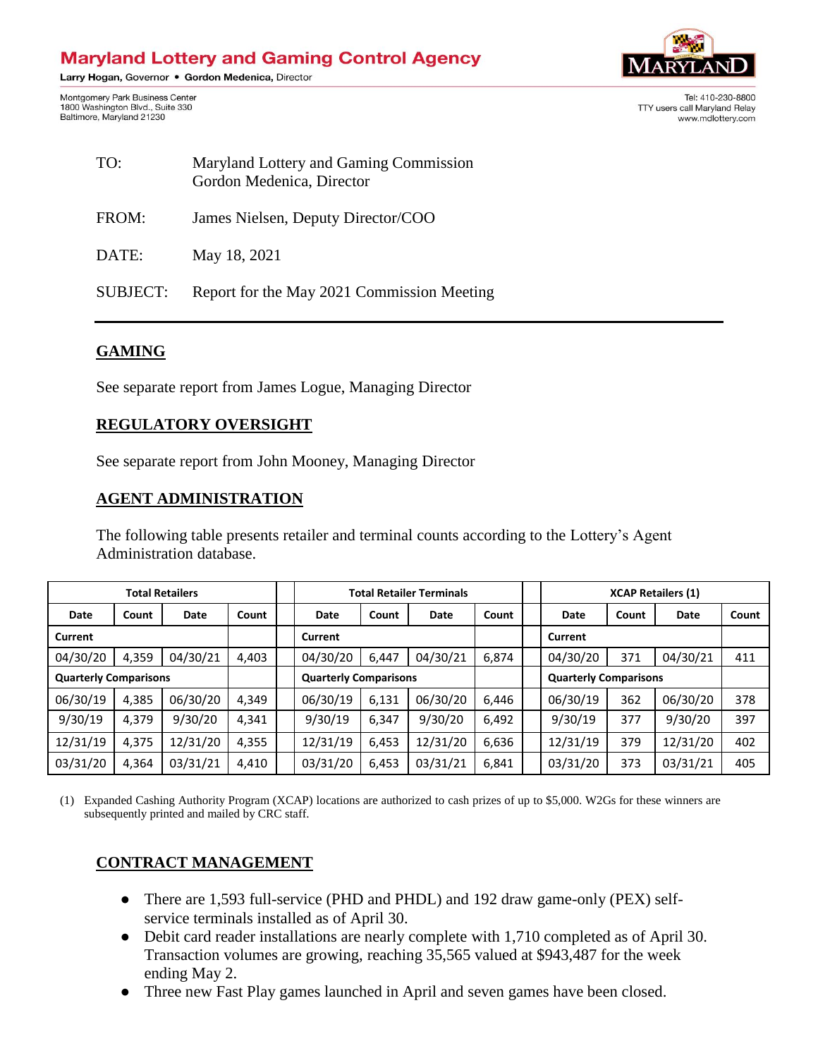# Maryland Lottery and Gaming Control Agency

**Larry Hogan,** Governor • **Gordon Medenica,** Director

Montgomery Park Business Center
1800 Washington Blvd., Suite 330
Baltimore, Maryland 21230

Tel: 410-230-8800
TTY users call Maryland Relay
www.mdlottery.com

TO: Maryland Lottery and Gaming Commission
Gordon Medenica, Director

FROM: James Nielsen, Deputy Director/COO

DATE: May 18, 2021

SUBJECT: Report for the May 2021 Commission Meeting

---

## GAMING

See separate report from James Logue, Managing Director

## REGULATORY OVERSIGHT

See separate report from John Mooney, Managing Director

## AGENT ADMINISTRATION

The following table presents retailer and terminal counts according to the Lottery's Agent Administration database.

| Total Retailers | | | | | Total Retailer Terminals | | | | | XCAP Retailers (1) | | | |
|---|---|---|---|---|---|---|---|---|---|---|---|---|---|
| Date | Count | Date | Count | | Date | Count | Date | Count | | Date | Count | Date | Count |
| Current | | | | | Current | | | | | Current | | | |
| 04/30/20 | 4,359 | 04/30/21 | 4,403 | | 04/30/20 | 6,447 | 04/30/21 | 6,874 | | 04/30/20 | 371 | 04/30/21 | 411 |
| Quarterly Comparisons | | | | | Quarterly Comparisons | | | | | Quarterly Comparisons | | | |
| 06/30/19 | 4,385 | 06/30/20 | 4,349 | | 06/30/19 | 6,131 | 06/30/20 | 6,446 | | 06/30/19 | 362 | 06/30/20 | 378 |
| 9/30/19 | 4,379 | 9/30/20 | 4,341 | | 9/30/19 | 6,347 | 9/30/20 | 6,492 | | 9/30/19 | 377 | 9/30/20 | 397 |
| 12/31/19 | 4,375 | 12/31/20 | 4,355 | | 12/31/19 | 6,453 | 12/31/20 | 6,636 | | 12/31/19 | 379 | 12/31/20 | 402 |
| 03/31/20 | 4,364 | 03/31/21 | 4,410 | | 03/31/20 | 6,453 | 03/31/21 | 6,841 | | 03/31/20 | 373 | 03/31/21 | 405 |

(1) Expanded Cashing Authority Program (XCAP) locations are authorized to cash prizes of up to $5,000. W2Gs for these winners are subsequently printed and mailed by CRC staff.

## CONTRACT MANAGEMENT

- There are 1,593 full-service (PHD and PHDL) and 192 draw game-only (PEX) self-service terminals installed as of April 30.
- Debit card reader installations are nearly complete with 1,710 completed as of April 30. Transaction volumes are growing, reaching 35,565 valued at $943,487 for the week ending May 2.
- Three new Fast Play games launched in April and seven games have been closed.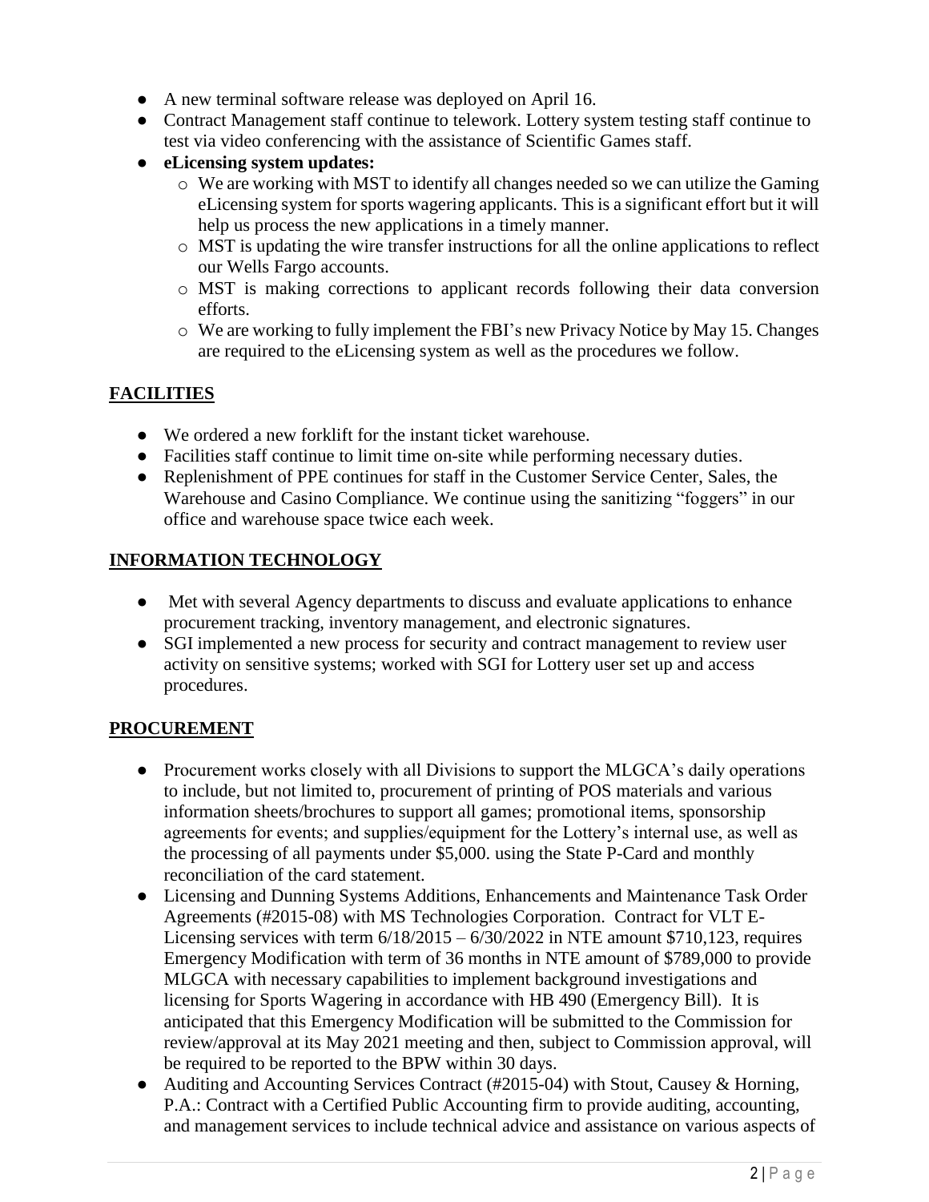- A new terminal software release was deployed on April 16.
- Contract Management staff continue to telework. Lottery system testing staff continue to test via video conferencing with the assistance of Scientific Games staff.
- **eLicensing system updates:**
  - We are working with MST to identify all changes needed so we can utilize the Gaming eLicensing system for sports wagering applicants. This is a significant effort but it will help us process the new applications in a timely manner.
  - MST is updating the wire transfer instructions for all the online applications to reflect our Wells Fargo accounts.
  - MST is making corrections to applicant records following their data conversion efforts.
  - We are working to fully implement the FBI's new Privacy Notice by May 15. Changes are required to the eLicensing system as well as the procedures we follow.

## FACILITIES

- We ordered a new forklift for the instant ticket warehouse.
- Facilities staff continue to limit time on-site while performing necessary duties.
- Replenishment of PPE continues for staff in the Customer Service Center, Sales, the Warehouse and Casino Compliance. We continue using the sanitizing "foggers" in our office and warehouse space twice each week.

## INFORMATION TECHNOLOGY

- Met with several Agency departments to discuss and evaluate applications to enhance procurement tracking, inventory management, and electronic signatures.
- SGI implemented a new process for security and contract management to review user activity on sensitive systems; worked with SGI for Lottery user set up and access procedures.

## PROCUREMENT

- Procurement works closely with all Divisions to support the MLGCA's daily operations to include, but not limited to, procurement of printing of POS materials and various information sheets/brochures to support all games; promotional items, sponsorship agreements for events; and supplies/equipment for the Lottery's internal use, as well as the processing of all payments under $5,000. using the State P-Card and monthly reconciliation of the card statement.
- Licensing and Dunning Systems Additions, Enhancements and Maintenance Task Order Agreements (#2015-08) with MS Technologies Corporation. Contract for VLT E-Licensing services with term 6/18/2015 – 6/30/2022 in NTE amount $710,123, requires Emergency Modification with term of 36 months in NTE amount of $789,000 to provide MLGCA with necessary capabilities to implement background investigations and licensing for Sports Wagering in accordance with HB 490 (Emergency Bill). It is anticipated that this Emergency Modification will be submitted to the Commission for review/approval at its May 2021 meeting and then, subject to Commission approval, will be required to be reported to the BPW within 30 days.
- Auditing and Accounting Services Contract (#2015-04) with Stout, Causey & Horning, P.A.: Contract with a Certified Public Accounting firm to provide auditing, accounting, and management services to include technical advice and assistance on various aspects of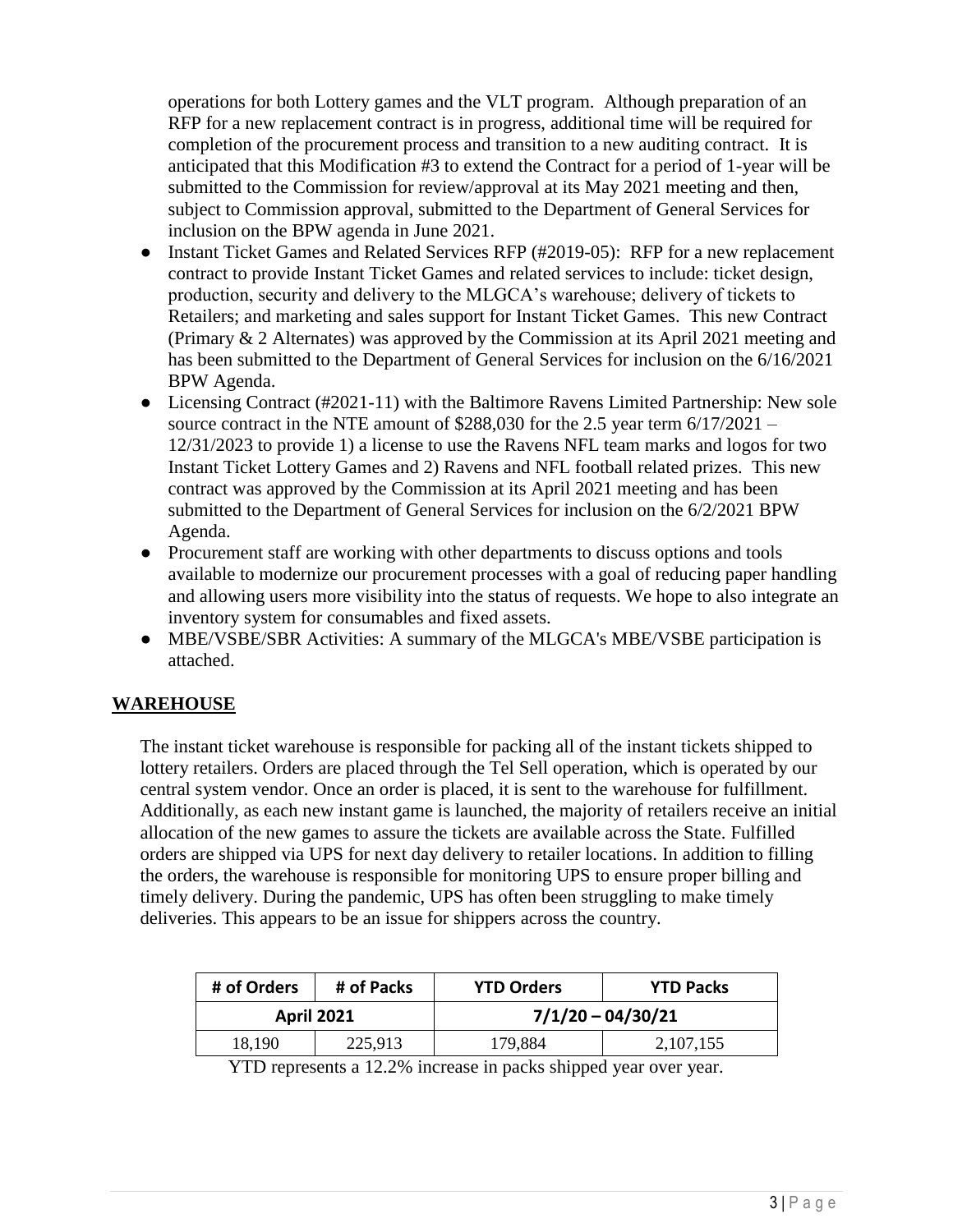operations for both Lottery games and the VLT program. Although preparation of an RFP for a new replacement contract is in progress, additional time will be required for completion of the procurement process and transition to a new auditing contract. It is anticipated that this Modification #3 to extend the Contract for a period of 1-year will be submitted to the Commission for review/approval at its May 2021 meeting and then, subject to Commission approval, submitted to the Department of General Services for inclusion on the BPW agenda in June 2021.

- Instant Ticket Games and Related Services RFP (#2019-05): RFP for a new replacement contract to provide Instant Ticket Games and related services to include: ticket design, production, security and delivery to the MLGCA's warehouse; delivery of tickets to Retailers; and marketing and sales support for Instant Ticket Games. This new Contract (Primary & 2 Alternates) was approved by the Commission at its April 2021 meeting and has been submitted to the Department of General Services for inclusion on the 6/16/2021 BPW Agenda.
- Licensing Contract (#2021-11) with the Baltimore Ravens Limited Partnership: New sole source contract in the NTE amount of $288,030 for the 2.5 year term 6/17/2021 – 12/31/2023 to provide 1) a license to use the Ravens NFL team marks and logos for two Instant Ticket Lottery Games and 2) Ravens and NFL football related prizes. This new contract was approved by the Commission at its April 2021 meeting and has been submitted to the Department of General Services for inclusion on the 6/2/2021 BPW Agenda.
- Procurement staff are working with other departments to discuss options and tools available to modernize our procurement processes with a goal of reducing paper handling and allowing users more visibility into the status of requests. We hope to also integrate an inventory system for consumables and fixed assets.
- MBE/VSBE/SBR Activities: A summary of the MLGCA's MBE/VSBE participation is attached.

## WAREHOUSE

The instant ticket warehouse is responsible for packing all of the instant tickets shipped to lottery retailers. Orders are placed through the Tel Sell operation, which is operated by our central system vendor. Once an order is placed, it is sent to the warehouse for fulfillment. Additionally, as each new instant game is launched, the majority of retailers receive an initial allocation of the new games to assure the tickets are available across the State. Fulfilled orders are shipped via UPS for next day delivery to retailer locations. In addition to filling the orders, the warehouse is responsible for monitoring UPS to ensure proper billing and timely delivery. During the pandemic, UPS has often been struggling to make timely deliveries. This appears to be an issue for shippers across the country.

| # of Orders | # of Packs | YTD Orders | YTD Packs |
|---|---|---|---|
| April 2021 | | 7/1/20 – 04/30/21 | |
| 18,190 | 225,913 | 179,884 | 2,107,155 |

YTD represents a 12.2% increase in packs shipped year over year.